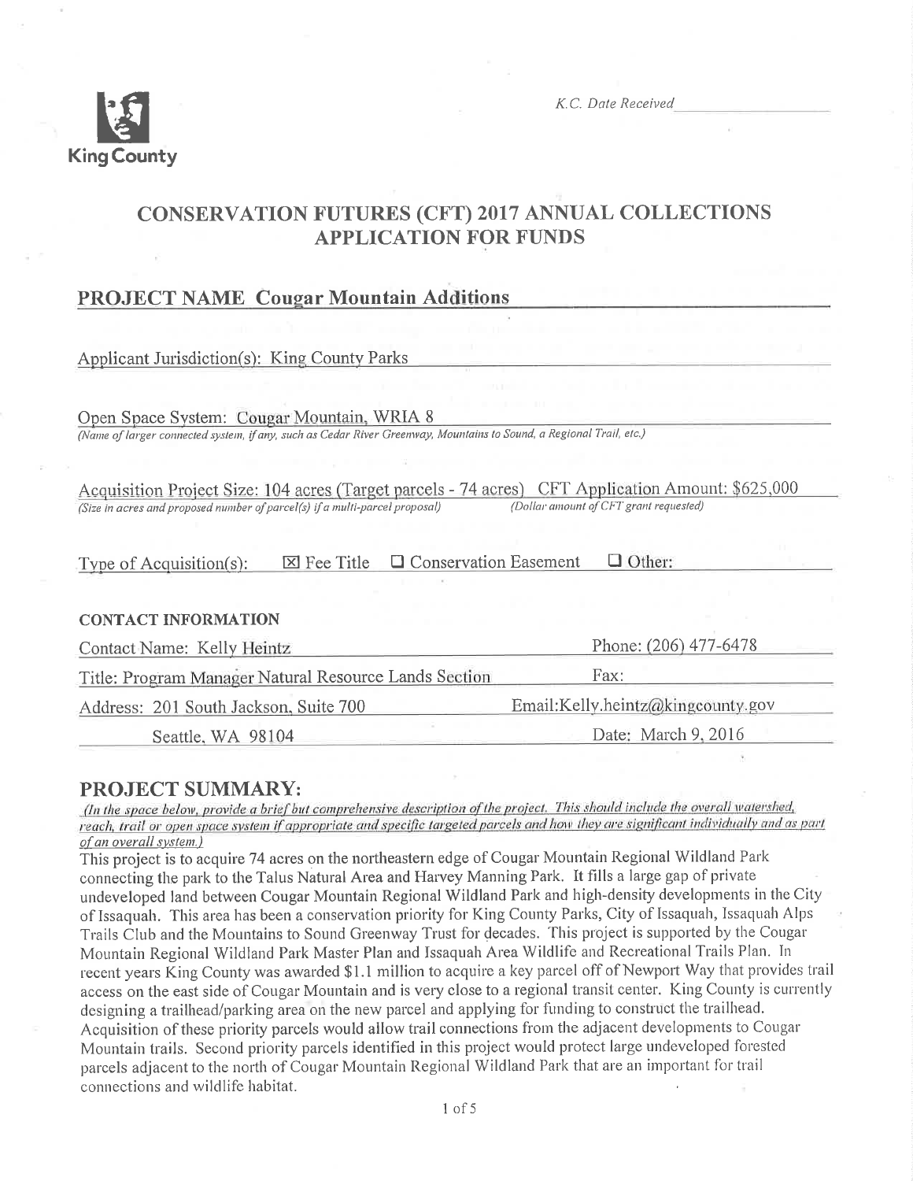King County

*K.C. Date Received* ____________

# CONSERVATION FUTURES (CFT) 2017 ANNUAL COLLECTIONS APPLICATION FOR FUNDS

## PROJECT NAME Cougar Mountain Additions

Applicant Jurisdiction(s): King County Parks

Open Space System: Cougar Mountain, WRIA 8
*(Name of larger connected system, if any, such as Cedar River Greenway, Mountains to Sound, a Regional Trail, etc.)*

Acquisition Project Size: 104 acres (Target parcels - 74 acres)
*(Size in acres and proposed number of parcel(s) if a multi-parcel proposal)*

CFT Application Amount: $625,000
*(Dollar amount of CFT grant requested)*

Type of Acquisition(s): ☒ Fee Title ☐ Conservation Easement ☐ Other:

### CONTACT INFORMATION

| | |
|---|---|
| Contact Name: Kelly Heintz | Phone: (206) 477-6478 |
| Title: Program Manager Natural Resource Lands Section | Fax: |
| Address: 201 South Jackson, Suite 700 | Email:Kelly.heintz@kingcounty.gov |
| Seattle, WA 98104 | Date: March 9, 2016 |

## PROJECT SUMMARY:

*(In the space below, provide a brief but comprehensive description of the project. This should include the overall watershed, reach, trail or open space system if appropriate and specific targeted parcels and how they are significant individually and as part of an overall system.)*

This project is to acquire 74 acres on the northeastern edge of Cougar Mountain Regional Wildland Park connecting the park to the Talus Natural Area and Harvey Manning Park. It fills a large gap of private undeveloped land between Cougar Mountain Regional Wildland Park and high-density developments in the City of Issaquah. This area has been a conservation priority for King County Parks, City of Issaquah, Issaquah Alps Trails Club and the Mountains to Sound Greenway Trust for decades. This project is supported by the Cougar Mountain Regional Wildland Park Master Plan and Issaquah Area Wildlife and Recreational Trails Plan. In recent years King County was awarded $1.1 million to acquire a key parcel off of Newport Way that provides trail access on the east side of Cougar Mountain and is very close to a regional transit center. King County is currently designing a trailhead/parking area on the new parcel and applying for funding to construct the trailhead. Acquisition of these priority parcels would allow trail connections from the adjacent developments to Cougar Mountain trails. Second priority parcels identified in this project would protect large undeveloped forested parcels adjacent to the north of Cougar Mountain Regional Wildland Park that are an important for trail connections and wildlife habitat.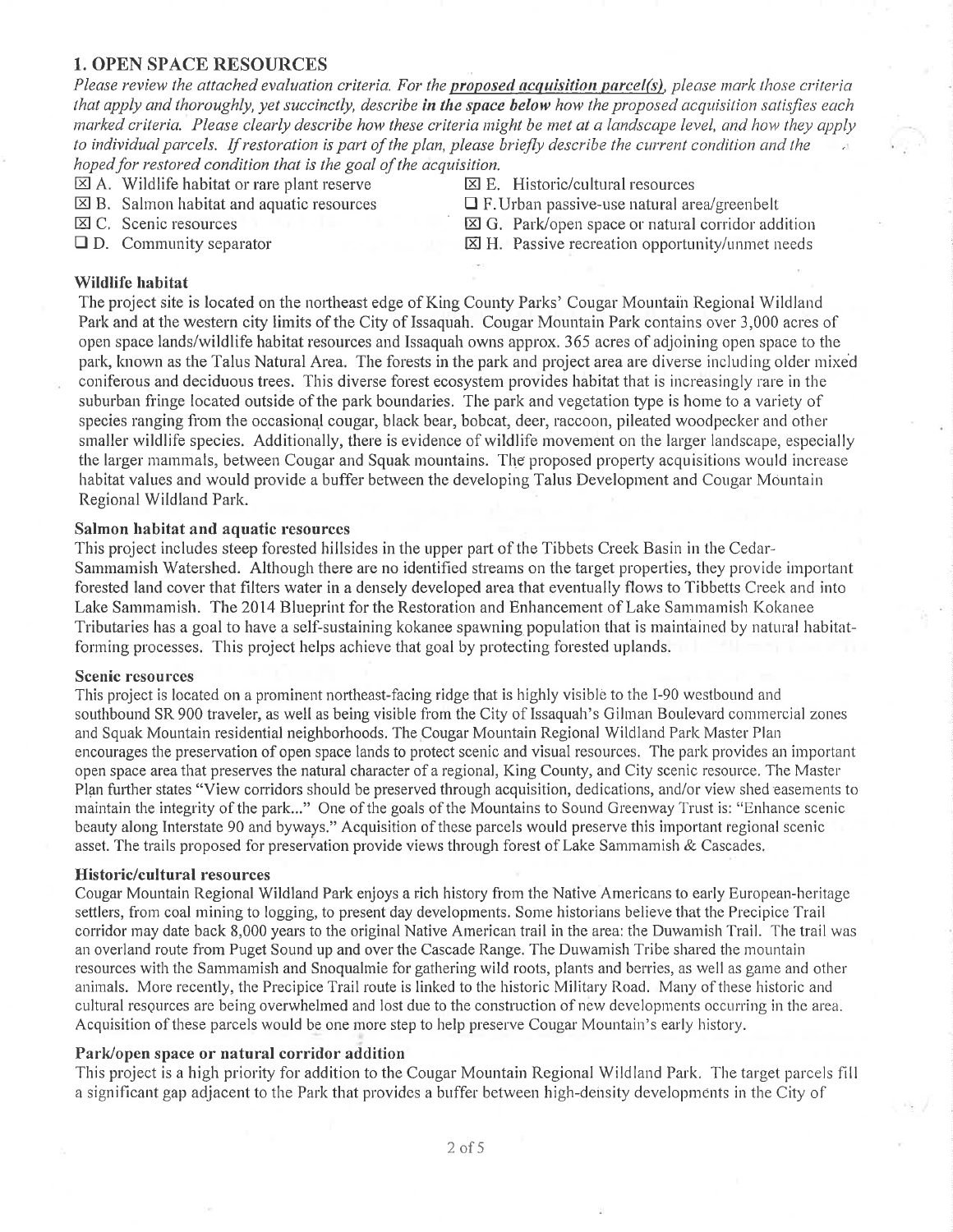## 1. OPEN SPACE RESOURCES

*Please review the attached evaluation criteria. For the* ***proposed acquisition parcel(s)****, please mark those criteria that apply and thoroughly, yet succinctly, describe* ***in the space below*** *how the proposed acquisition satisfies each marked criteria. Please clearly describe how these criteria might be met at a landscape level, and how they apply to individual parcels. If restoration is part of the plan, please briefly describe the current condition and the hoped for restored condition that is the goal of the acquisition.*

- ☒ A. Wildlife habitat or rare plant reserve
- ☒ B. Salmon habitat and aquatic resources
- ☒ C. Scenic resources
- ☐ D. Community separator
- ☒ E. Historic/cultural resources
- ☐ F. Urban passive-use natural area/greenbelt
- ☒ G. Park/open space or natural corridor addition
- ☒ H. Passive recreation opportunity/unmet needs

### Wildlife habitat

The project site is located on the northeast edge of King County Parks' Cougar Mountain Regional Wildland Park and at the western city limits of the City of Issaquah. Cougar Mountain Park contains over 3,000 acres of open space lands/wildlife habitat resources and Issaquah owns approx. 365 acres of adjoining open space to the park, known as the Talus Natural Area. The forests in the park and project area are diverse including older mixed coniferous and deciduous trees. This diverse forest ecosystem provides habitat that is increasingly rare in the suburban fringe located outside of the park boundaries. The park and vegetation type is home to a variety of species ranging from the occasional cougar, black bear, bobcat, deer, raccoon, pileated woodpecker and other smaller wildlife species. Additionally, there is evidence of wildlife movement on the larger landscape, especially the larger mammals, between Cougar and Squak mountains. The proposed property acquisitions would increase habitat values and would provide a buffer between the developing Talus Development and Cougar Mountain Regional Wildland Park.

### Salmon habitat and aquatic resources

This project includes steep forested hillsides in the upper part of the Tibbets Creek Basin in the Cedar-Sammamish Watershed. Although there are no identified streams on the target properties, they provide important forested land cover that filters water in a densely developed area that eventually flows to Tibbetts Creek and into Lake Sammamish. The 2014 Blueprint for the Restoration and Enhancement of Lake Sammamish Kokanee Tributaries has a goal to have a self-sustaining kokanee spawning population that is maintained by natural habitat-forming processes. This project helps achieve that goal by protecting forested uplands.

### Scenic resources

This project is located on a prominent northeast-facing ridge that is highly visible to the I-90 westbound and southbound SR 900 traveler, as well as being visible from the City of Issaquah's Gilman Boulevard commercial zones and Squak Mountain residential neighborhoods. The Cougar Mountain Regional Wildland Park Master Plan encourages the preservation of open space lands to protect scenic and visual resources. The park provides an important open space area that preserves the natural character of a regional, King County, and City scenic resource. The Master Plan further states "View corridors should be preserved through acquisition, dedications, and/or view shed easements to maintain the integrity of the park..." One of the goals of the Mountains to Sound Greenway Trust is: "Enhance scenic beauty along Interstate 90 and byways." Acquisition of these parcels would preserve this important regional scenic asset. The trails proposed for preservation provide views through forest of Lake Sammamish & Cascades.

### Historic/cultural resources

Cougar Mountain Regional Wildland Park enjoys a rich history from the Native Americans to early European-heritage settlers, from coal mining to logging, to present day developments. Some historians believe that the Precipice Trail corridor may date back 8,000 years to the original Native American trail in the area: the Duwamish Trail. The trail was an overland route from Puget Sound up and over the Cascade Range. The Duwamish Tribe shared the mountain resources with the Sammamish and Snoqualmie for gathering wild roots, plants and berries, as well as game and other animals. More recently, the Precipice Trail route is linked to the historic Military Road. Many of these historic and cultural resources are being overwhelmed and lost due to the construction of new developments occurring in the area. Acquisition of these parcels would be one more step to help preserve Cougar Mountain's early history.

### Park/open space or natural corridor addition

This project is a high priority for addition to the Cougar Mountain Regional Wildland Park. The target parcels fill a significant gap adjacent to the Park that provides a buffer between high-density developments in the City of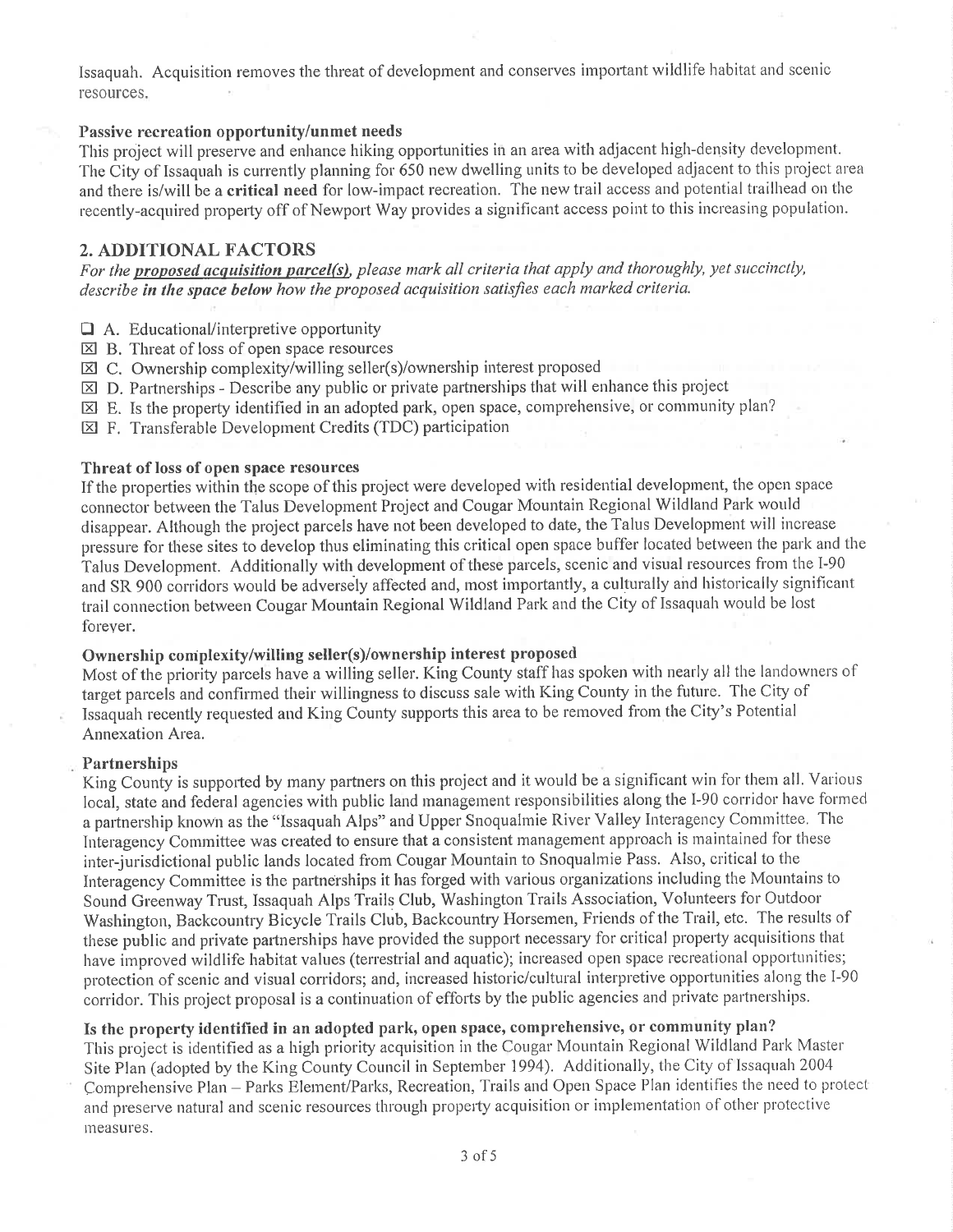Issaquah. Acquisition removes the threat of development and conserves important wildlife habitat and scenic resources.

**Passive recreation opportunity/unmet needs**

This project will preserve and enhance hiking opportunities in an area with adjacent high-density development. The City of Issaquah is currently planning for 650 new dwelling units to be developed adjacent to this project area and there is/will be a **critical need** for low-impact recreation. The new trail access and potential trailhead on the recently-acquired property off of Newport Way provides a significant access point to this increasing population.

## 2. ADDITIONAL FACTORS

*For the **proposed acquisition parcel(s)**, please mark all criteria that apply and thoroughly, yet succinctly, describe **in the space below** how the proposed acquisition satisfies each marked criteria.*

- ☐ A. Educational/interpretive opportunity
- ☒ B. Threat of loss of open space resources
- ☒ C. Ownership complexity/willing seller(s)/ownership interest proposed
- ☒ D. Partnerships - Describe any public or private partnerships that will enhance this project
- ☒ E. Is the property identified in an adopted park, open space, comprehensive, or community plan?
- ☒ F. Transferable Development Credits (TDC) participation

**Threat of loss of open space resources**

If the properties within the scope of this project were developed with residential development, the open space connector between the Talus Development Project and Cougar Mountain Regional Wildland Park would disappear. Although the project parcels have not been developed to date, the Talus Development will increase pressure for these sites to develop thus eliminating this critical open space buffer located between the park and the Talus Development. Additionally with development of these parcels, scenic and visual resources from the I-90 and SR 900 corridors would be adversely affected and, most importantly, a culturally and historically significant trail connection between Cougar Mountain Regional Wildland Park and the City of Issaquah would be lost forever.

**Ownership complexity/willing seller(s)/ownership interest proposed**

Most of the priority parcels have a willing seller. King County staff has spoken with nearly all the landowners of target parcels and confirmed their willingness to discuss sale with King County in the future. The City of Issaquah recently requested and King County supports this area to be removed from the City's Potential Annexation Area.

**Partnerships**

King County is supported by many partners on this project and it would be a significant win for them all. Various local, state and federal agencies with public land management responsibilities along the I-90 corridor have formed a partnership known as the "Issaquah Alps" and Upper Snoqualmie River Valley Interagency Committee. The Interagency Committee was created to ensure that a consistent management approach is maintained for these inter-jurisdictional public lands located from Cougar Mountain to Snoqualmie Pass. Also, critical to the Interagency Committee is the partnerships it has forged with various organizations including the Mountains to Sound Greenway Trust, Issaquah Alps Trails Club, Washington Trails Association, Volunteers for Outdoor Washington, Backcountry Bicycle Trails Club, Backcountry Horsemen, Friends of the Trail, etc. The results of these public and private partnerships have provided the support necessary for critical property acquisitions that have improved wildlife habitat values (terrestrial and aquatic); increased open space recreational opportunities; protection of scenic and visual corridors; and, increased historic/cultural interpretive opportunities along the I-90 corridor. This project proposal is a continuation of efforts by the public agencies and private partnerships.

**Is the property identified in an adopted park, open space, comprehensive, or community plan?**

This project is identified as a high priority acquisition in the Cougar Mountain Regional Wildland Park Master Site Plan (adopted by the King County Council in September 1994). Additionally, the City of Issaquah 2004 Comprehensive Plan – Parks Element/Parks, Recreation, Trails and Open Space Plan identifies the need to protect and preserve natural and scenic resources through property acquisition or implementation of other protective measures.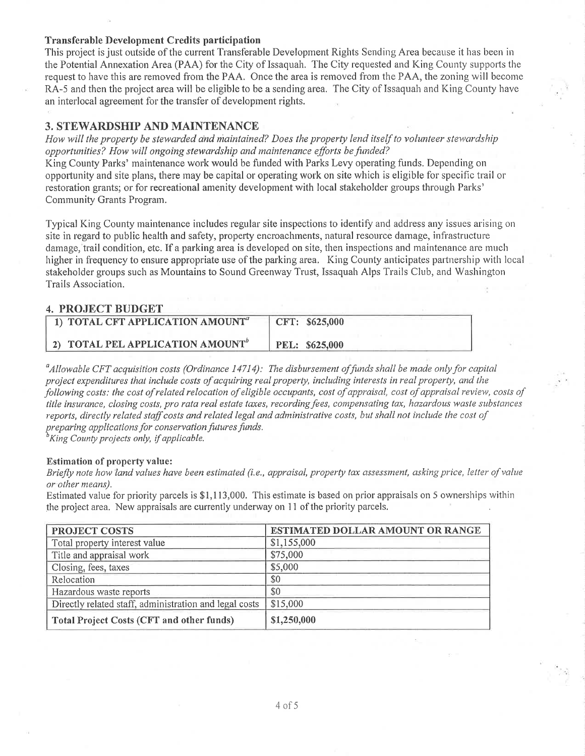**Transferable Development Credits participation**

This project is just outside of the current Transferable Development Rights Sending Area because it has been in the Potential Annexation Area (PAA) for the City of Issaquah. The City requested and King County supports the request to have this are removed from the PAA. Once the area is removed from the PAA, the zoning will become RA-5 and then the project area will be eligible to be a sending area. The City of Issaquah and King County have an interlocal agreement for the transfer of development rights.

## 3. STEWARDSHIP AND MAINTENANCE

*How will the property be stewarded and maintained? Does the property lend itself to volunteer stewardship opportunities? How will ongoing stewardship and maintenance efforts be funded?*

King County Parks' maintenance work would be funded with Parks Levy operating funds. Depending on opportunity and site plans, there may be capital or operating work on site which is eligible for specific trail or restoration grants; or for recreational amenity development with local stakeholder groups through Parks' Community Grants Program.

Typical King County maintenance includes regular site inspections to identify and address any issues arising on site in regard to public health and safety, property encroachments, natural resource damage, infrastructure damage, trail condition, etc. If a parking area is developed on site, then inspections and maintenance are much higher in frequency to ensure appropriate use of the parking area. King County anticipates partnership with local stakeholder groups such as Mountains to Sound Greenway Trust, Issaquah Alps Trails Club, and Washington Trails Association.

## 4. PROJECT BUDGET

| | |
|---|---|
| **1) TOTAL CFT APPLICATION AMOUNT[a]** | **CFT: $625,000** |
| **2) TOTAL PEL APPLICATION AMOUNT[b]** | **PEL: $625,000** |

[a]*Allowable CFT acquisition costs (Ordinance 14714): The disbursement of funds shall be made only for capital project expenditures that include costs of acquiring real property, including interests in real property, and the following costs: the cost of related relocation of eligible occupants, cost of appraisal, cost of appraisal review, costs of title insurance, closing costs, pro rata real estate taxes, recording fees, compensating tax, hazardous waste substances reports, directly related staff costs and related legal and administrative costs, but shall not include the cost of preparing applications for conservation futures funds.*

[b]*King County projects only, if applicable.*

**Estimation of property value:**

*Briefly note how land values have been estimated (i.e., appraisal, property tax assessment, asking price, letter of value or other means).*

Estimated value for priority parcels is $1,113,000. This estimate is based on prior appraisals on 5 ownerships within the project area. New appraisals are currently underway on 11 of the priority parcels.

| PROJECT COSTS | ESTIMATED DOLLAR AMOUNT OR RANGE |
|---|---|
| Total property interest value | $1,155,000 |
| Title and appraisal work | $75,000 |
| Closing, fees, taxes | $5,000 |
| Relocation | $0 |
| Hazardous waste reports | $0 |
| Directly related staff, administration and legal costs | $15,000 |
| **Total Project Costs (CFT and other funds)** | **$1,250,000** |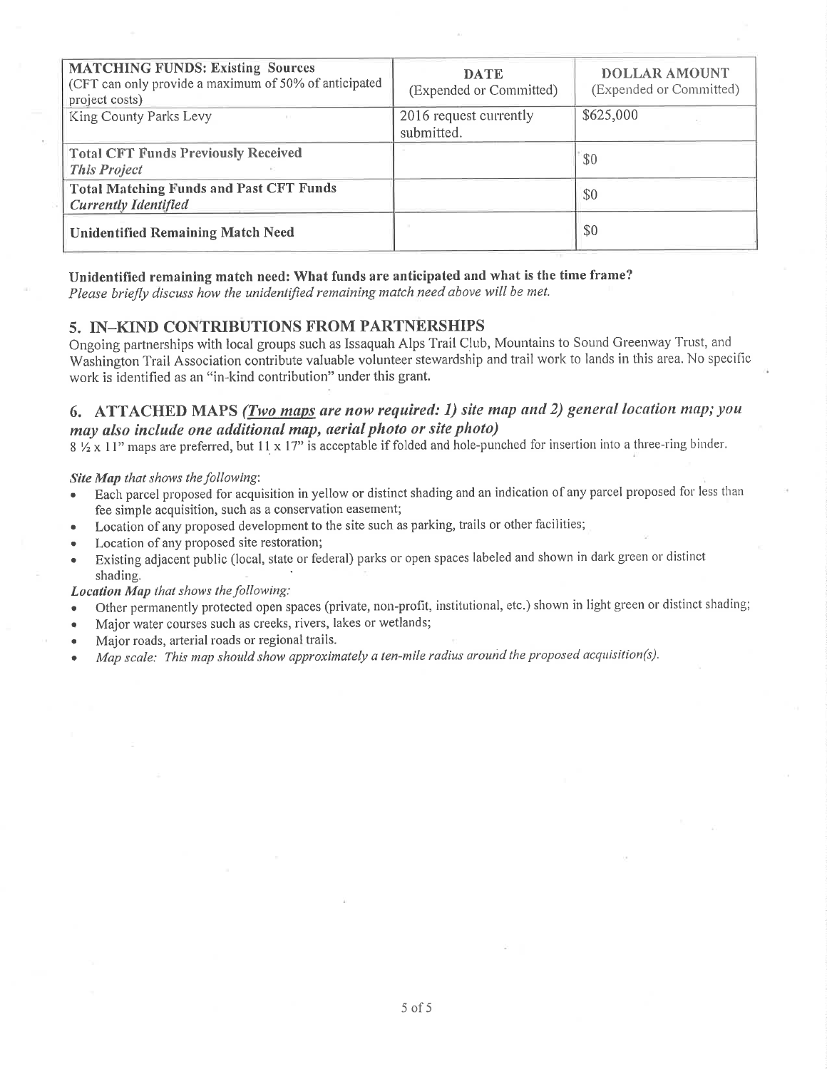| **MATCHING FUNDS: Existing Sources** (CFT can only provide a maximum of 50% of anticipated project costs) | **DATE** (Expended or Committed) | **DOLLAR AMOUNT** (Expended or Committed) |
|---|---|---|
| King County Parks Levy | 2016 request currently submitted. | $625,000 |
| **Total CFT Funds Previously Received** ***This Project*** | | $0 |
| **Total Matching Funds and Past CFT Funds** ***Currently Identified*** | | $0 |
| **Unidentified Remaining Match Need** | | $0 |

**Unidentified remaining match need: What funds are anticipated and what is the time frame?**
*Please briefly discuss how the unidentified remaining match need above will be met.*

## 5. IN–KIND CONTRIBUTIONS FROM PARTNERSHIPS

Ongoing partnerships with local groups such as Issaquah Alps Trail Club, Mountains to Sound Greenway Trust, and Washington Trail Association contribute valuable volunteer stewardship and trail work to lands in this area. No specific work is identified as an "in-kind contribution" under this grant.

## 6. ATTACHED MAPS *(Two maps are now required: 1) site map and 2) general location map; you may also include one additional map, aerial photo or site photo)*

8 ½ x 11" maps are preferred, but 11 x 17" is acceptable if folded and hole-punched for insertion into a three-ring binder.

***Site Map** that shows the following*:

- Each parcel proposed for acquisition in yellow or distinct shading and an indication of any parcel proposed for less than fee simple acquisition, such as a conservation easement;
- Location of any proposed development to the site such as parking, trails or other facilities;
- Location of any proposed site restoration;
- Existing adjacent public (local, state or federal) parks or open spaces labeled and shown in dark green or distinct shading.

***Location Map** that shows the following:*

- Other permanently protected open spaces (private, non-profit, institutional, etc.) shown in light green or distinct shading;
- Major water courses such as creeks, rivers, lakes or wetlands;
- Major roads, arterial roads or regional trails.
- *Map scale: This map should show approximately a ten-mile radius around the proposed acquisition(s).*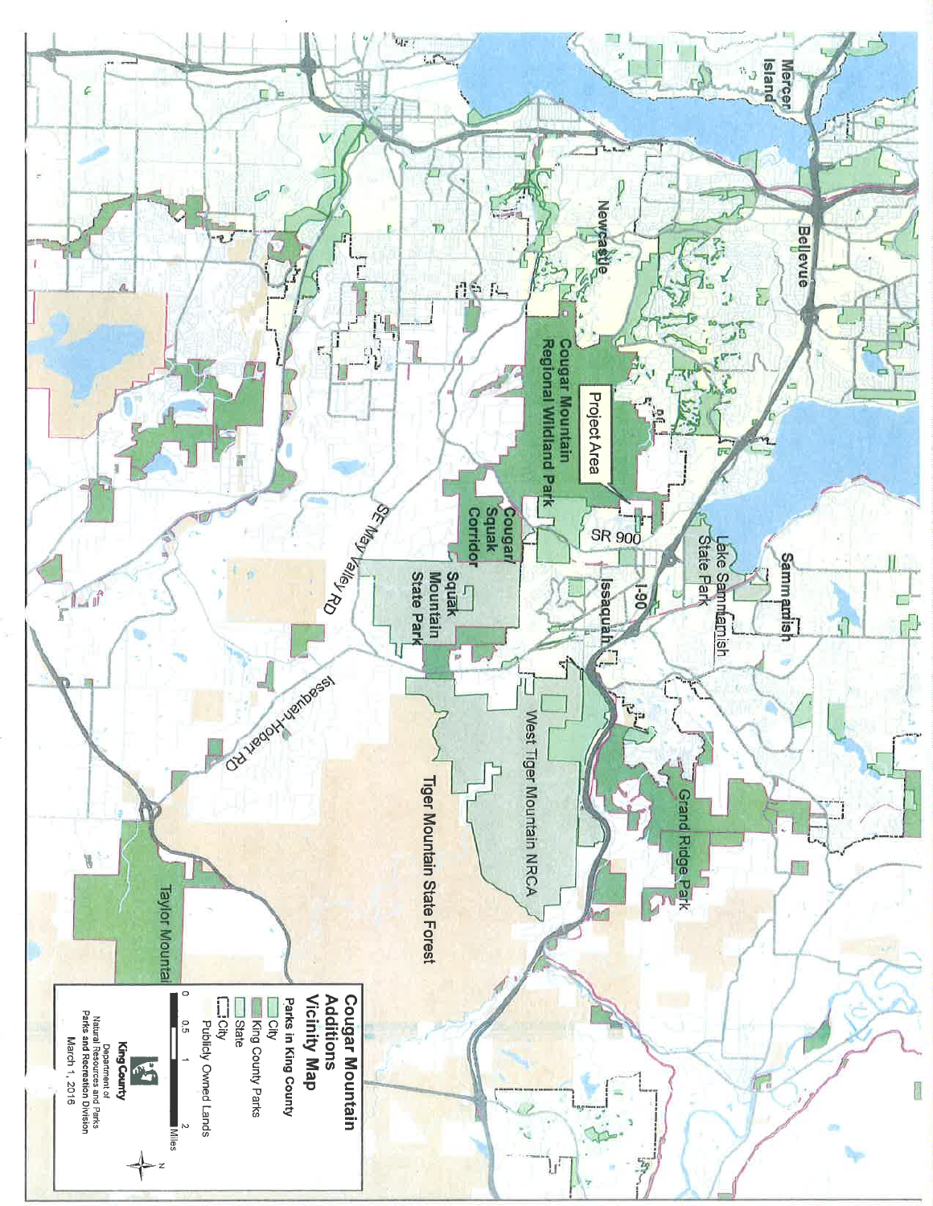# Cougar Mountain Additions Vicinity Map

**Parks in King County**

- City
- King County Parks
- State
- City
- Publicly Owned Lands

0 0.5 1 2 Miles

N

King County
Department of Natural Resources and Parks
Parks and Recreation Division
March 1, 2016

Mercer Island

Bellevue

Sammamish

Lake Sammamish State Park

Newcastle

Project Area

Cougar Mountain Regional Wildland Park

SR 900

I-90

Issaquah

Cougar/Squak Corridor

Squak Mountain State Park

West Tiger Mountain NRCA

Grand Ridge Park

Tiger Mountain State Forest

SE May Valley RD

Issaquah-Hobart RD

Taylor Mountai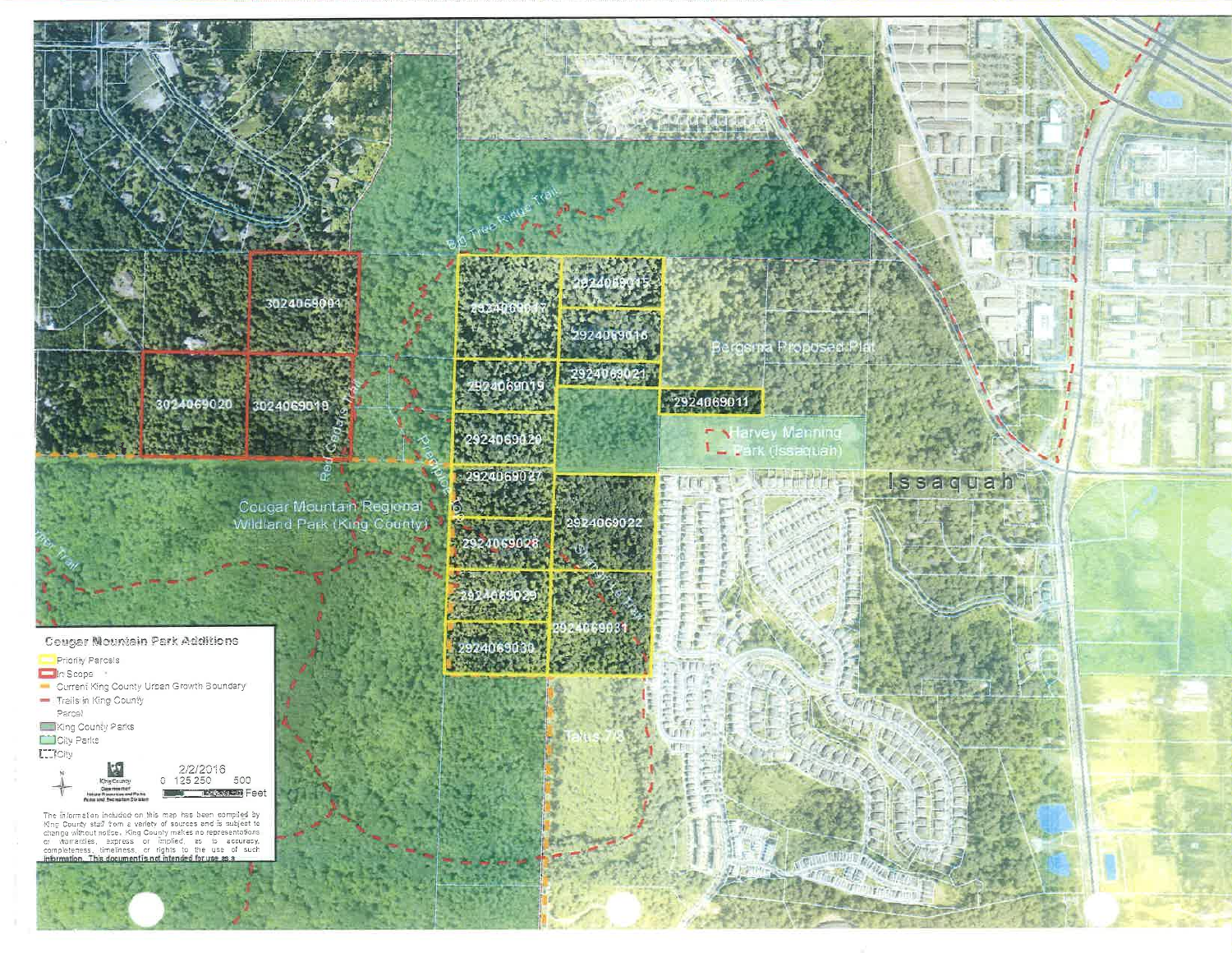3024069001

3024069020

3024069019

Big Tree Ridge Trail

2924069017

2924069015

2924069016

2924069021

2924069011

2924069019

2924069020

2924069027

2924069022

2924069028

2924069029

2924069031

2924069030

Bergsma Proposed Plat

Harvey Manning Park (Issaquah)

Issaquah

Red Cedars Trail

Precipice Trail

Cougar Mountain Regional Wildland Park (King County)

Talus 7/8

## Cougar Mountain Park Additions

- Priority Parcels
- In Scope
- Current King County Urban Growth Boundary
- Trails in King County
- Parcel
- King County Parks
- City Parks
- City

King County Department of Natural Resources and Parks, Parks and Recreation Division

2/2/2016

0 125 250 500 Feet

The information included on this map has been compiled by King County staff from a variety of sources and is subject to change without notice. King County makes no representations or warranties, express or implied, as to accuracy, completeness, timeliness, or rights to the use of such information. This document is not intended for use as a